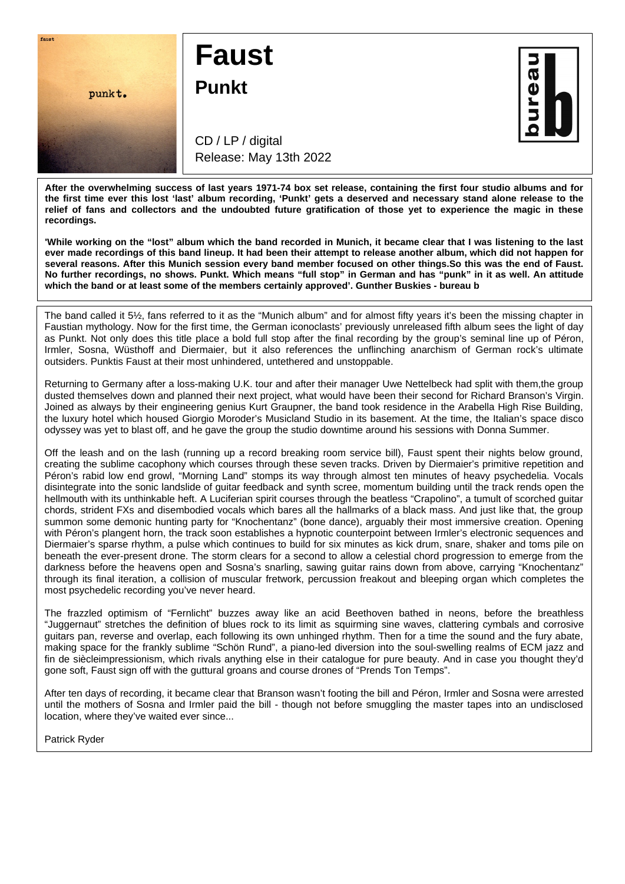# Faust

## Punkt

CD / LP / digital
Release: May 13th 2022

**After the overwhelming success of last years 1971-74 box set release, containing the first four studio albums and for the first time ever this lost 'last' album recording, 'Punkt' gets a deserved and necessary stand alone release to the relief of fans and collectors and the undoubted future gratification of those yet to experience the magic in these recordings.**

**'While working on the "lost" album which the band recorded in Munich, it became clear that I was listening to the last ever made recordings of this band lineup. It had been their attempt to release another album, which did not happen for several reasons. After this Munich session every band member focused on other things.So this was the end of Faust. No further recordings, no shows. Punkt. Which means "full stop" in German and has "punk" in it as well. An attitude which the band or at least some of the members certainly approved'. Gunther Buskies - bureau b**

The band called it 5½, fans referred to it as the "Munich album" and for almost fifty years it's been the missing chapter in Faustian mythology. Now for the first time, the German iconoclasts' previously unreleased fifth album sees the light of day as Punkt. Not only does this title place a bold full stop after the final recording by the group's seminal line up of Péron, Irmler, Sosna, Wüsthoff and Diermaier, but it also references the unflinching anarchism of German rock's ultimate outsiders. Punktis Faust at their most unhindered, untethered and unstoppable.

Returning to Germany after a loss-making U.K. tour and after their manager Uwe Nettelbeck had split with them,the group dusted themselves down and planned their next project, what would have been their second for Richard Branson's Virgin. Joined as always by their engineering genius Kurt Graupner, the band took residence in the Arabella High Rise Building, the luxury hotel which housed Giorgio Moroder's Musicland Studio in its basement. At the time, the Italian's space disco odyssey was yet to blast off, and he gave the group the studio downtime around his sessions with Donna Summer.

Off the leash and on the lash (running up a record breaking room service bill), Faust spent their nights below ground, creating the sublime cacophony which courses through these seven tracks. Driven by Diermaier's primitive repetition and Péron's rabid low end growl, "Morning Land" stomps its way through almost ten minutes of heavy psychedelia. Vocals disintegrate into the sonic landslide of guitar feedback and synth scree, momentum building until the track rends open the hellmouth with its unthinkable heft. A Luciferian spirit courses through the beatless "Crapolino", a tumult of scorched guitar chords, strident FXs and disembodied vocals which bares all the hallmarks of a black mass. And just like that, the group summon some demonic hunting party for "Knochentanz" (bone dance), arguably their most immersive creation. Opening with Péron's plangent horn, the track soon establishes a hypnotic counterpoint between Irmler's electronic sequences and Diermaier's sparse rhythm, a pulse which continues to build for six minutes as kick drum, snare, shaker and toms pile on beneath the ever-present drone. The storm clears for a second to allow a celestial chord progression to emerge from the darkness before the heavens open and Sosna's snarling, sawing guitar rains down from above, carrying "Knochentanz" through its final iteration, a collision of muscular fretwork, percussion freakout and bleeping organ which completes the most psychedelic recording you've never heard.

The frazzled optimism of "Fernlicht" buzzes away like an acid Beethoven bathed in neons, before the breathless "Juggernaut" stretches the definition of blues rock to its limit as squirming sine waves, clattering cymbals and corrosive guitars pan, reverse and overlap, each following its own unhinged rhythm. Then for a time the sound and the fury abate, making space for the frankly sublime "Schön Rund", a piano-led diversion into the soul-swelling realms of ECM jazz and fin de siècleimpressionism, which rivals anything else in their catalogue for pure beauty. And in case you thought they'd gone soft, Faust sign off with the guttural groans and course drones of "Prends Ton Temps".

After ten days of recording, it became clear that Branson wasn't footing the bill and Péron, Irmler and Sosna were arrested until the mothers of Sosna and Irmler paid the bill - though not before smuggling the master tapes into an undisclosed location, where they've waited ever since...

Patrick Ryder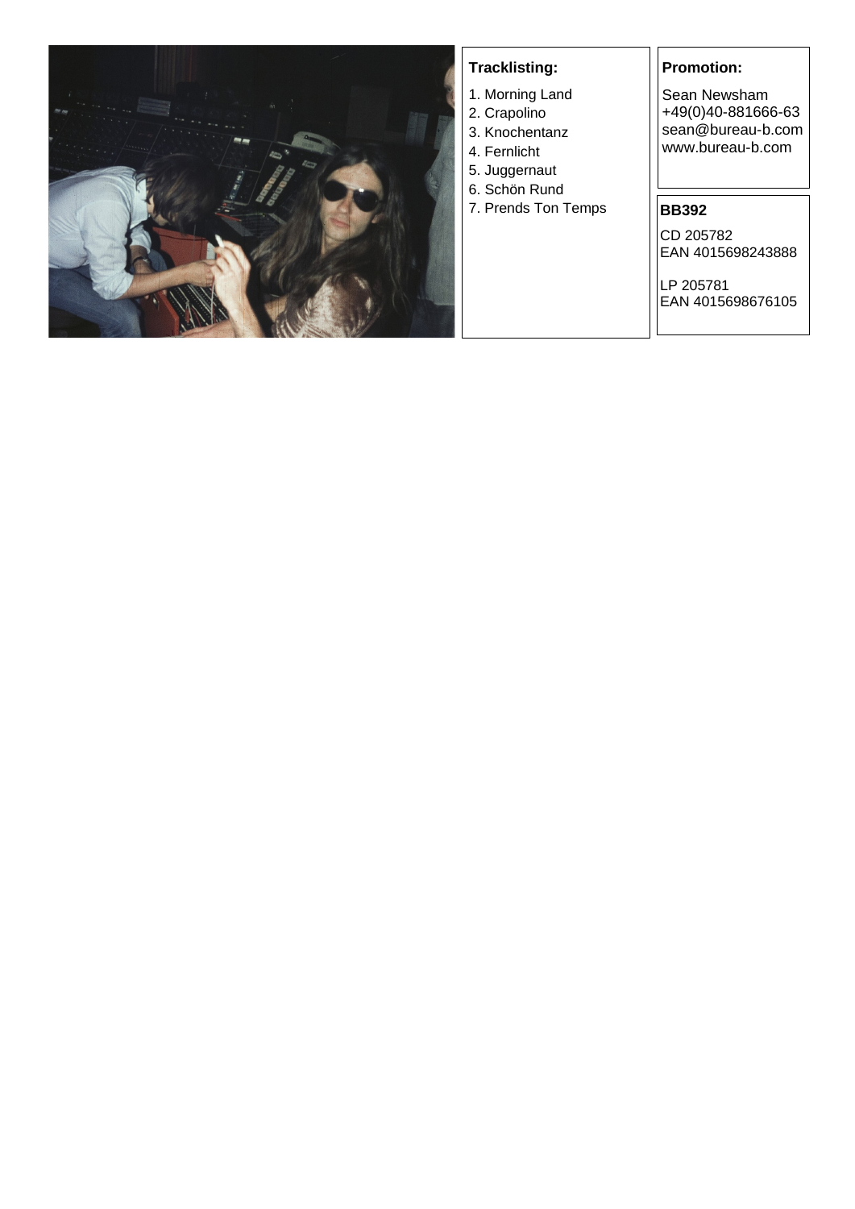**Tracklisting:**

1. Morning Land
2. Crapolino
3. Knochentanz
4. Fernlicht
5. Juggernaut
6. Schön Rund
7. Prends Ton Temps

**Promotion:**

Sean Newsham
+49(0)40-881666-63
sean@bureau-b.com
www.bureau-b.com

**BB392**

CD 205782
EAN 4015698243888

LP 205781
EAN 4015698676105